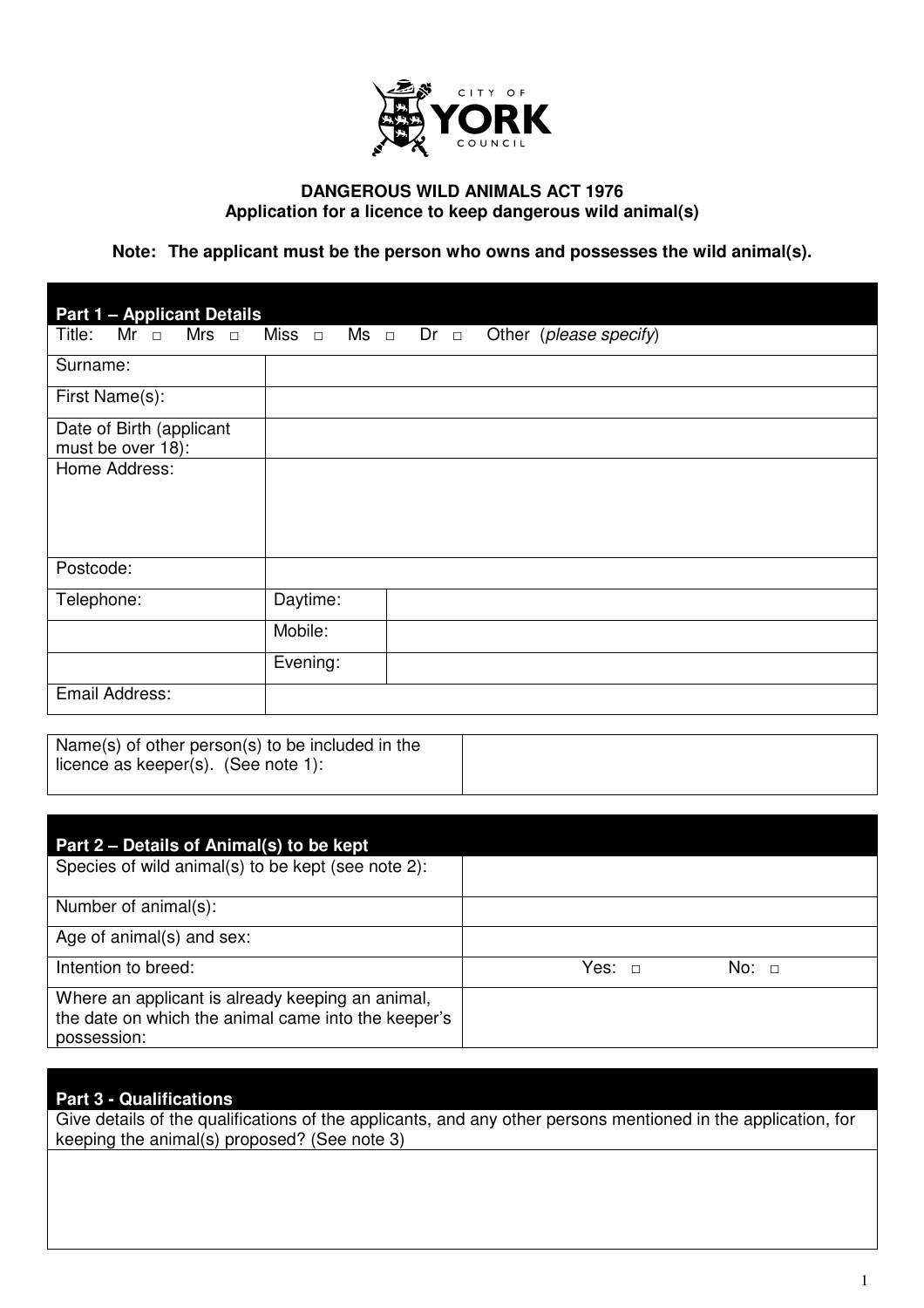CITY OF YORK COUNCIL

**DANGEROUS WILD ANIMALS ACT 1976**
**Application for a licence to keep dangerous wild animal(s)**

**Note: The applicant must be the person who owns and possesses the wild animal(s).**

| **Part 1 – Applicant Details** | | |
|---|---|---|
| Title: Mr □ Mrs □ Miss □ Ms □ Dr □ Other (*please specify*) | | |
| Surname: | | |
| First Name(s): | | |
| Date of Birth (applicant must be over 18): | | |
| Home Address: | | |
| Postcode: | | |
| Telephone: | Daytime: | |
| | Mobile: | |
| | Evening: | |
| Email Address: | | |

| Name(s) of other person(s) to be included in the licence as keeper(s). (See note 1): | |
|---|---|

| **Part 2 – Details of Animal(s) to be kept** | |
|---|---|
| Species of wild animal(s) to be kept (see note 2): | |
| Number of animal(s): | |
| Age of animal(s) and sex: | |
| Intention to breed: | Yes: □ No: □ |
| Where an applicant is already keeping an animal, the date on which the animal came into the keeper's possession: | |

| **Part 3 - Qualifications** |
|---|
| Give details of the qualifications of the applicants, and any other persons mentioned in the application, for keeping the animal(s) proposed? (See note 3) |
| |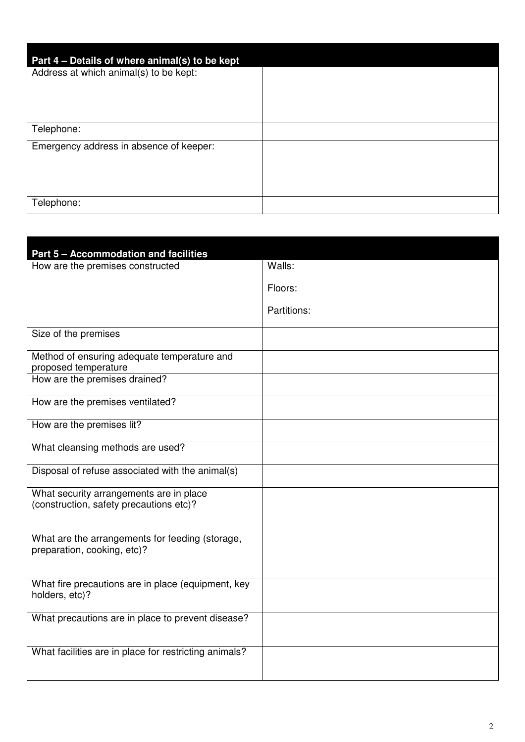| Part 4 – Details of where animal(s) to be kept | |
|---|---|
| Address at which animal(s) to be kept: | |
| Telephone: | |
| Emergency address in absence of keeper: | |
| Telephone: | |

| Part 5 – Accommodation and facilities | |
|---|---|
| How are the premises constructed | Walls:<br><br>Floors:<br><br>Partitions: |
| Size of the premises | |
| Method of ensuring adequate temperature and proposed temperature | |
| How are the premises drained? | |
| How are the premises ventilated? | |
| How are the premises lit? | |
| What cleansing methods are used? | |
| Disposal of refuse associated with the animal(s) | |
| What security arrangements are in place (construction, safety precautions etc)? | |
| What are the arrangements for feeding (storage, preparation, cooking, etc)? | |
| What fire precautions are in place (equipment, key holders, etc)? | |
| What precautions are in place to prevent disease? | |
| What facilities are in place for restricting animals? | |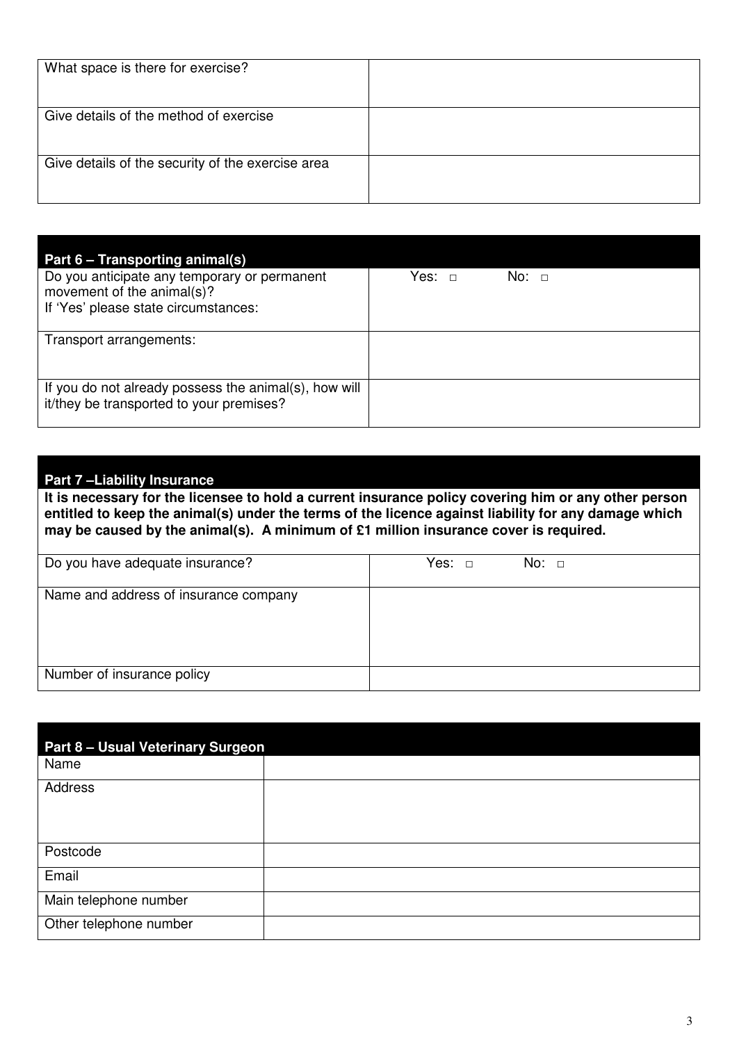| What space is there for exercise? | |
|---|---|
| Give details of the method of exercise | |
| Give details of the security of the exercise area | |

| Part 6 – Transporting animal(s) | |
|---|---|
| Do you anticipate any temporary or permanent movement of the animal(s)?<br>If 'Yes' please state circumstances: | Yes: □ No: □ |
| Transport arrangements: | |
| If you do not already possess the animal(s), how will it/they be transported to your premises? | |

**Part 7 –Liability Insurance**

**It is necessary for the licensee to hold a current insurance policy covering him or any other person entitled to keep the animal(s) under the terms of the licence against liability for any damage which may be caused by the animal(s). A minimum of £1 million insurance cover is required.**

| Do you have adequate insurance? | Yes: □ No: □ |
|---|---|
| Name and address of insurance company | |
| Number of insurance policy | |

| Part 8 – Usual Veterinary Surgeon | |
|---|---|
| Name | |
| Address | |
| Postcode | |
| Email | |
| Main telephone number | |
| Other telephone number | |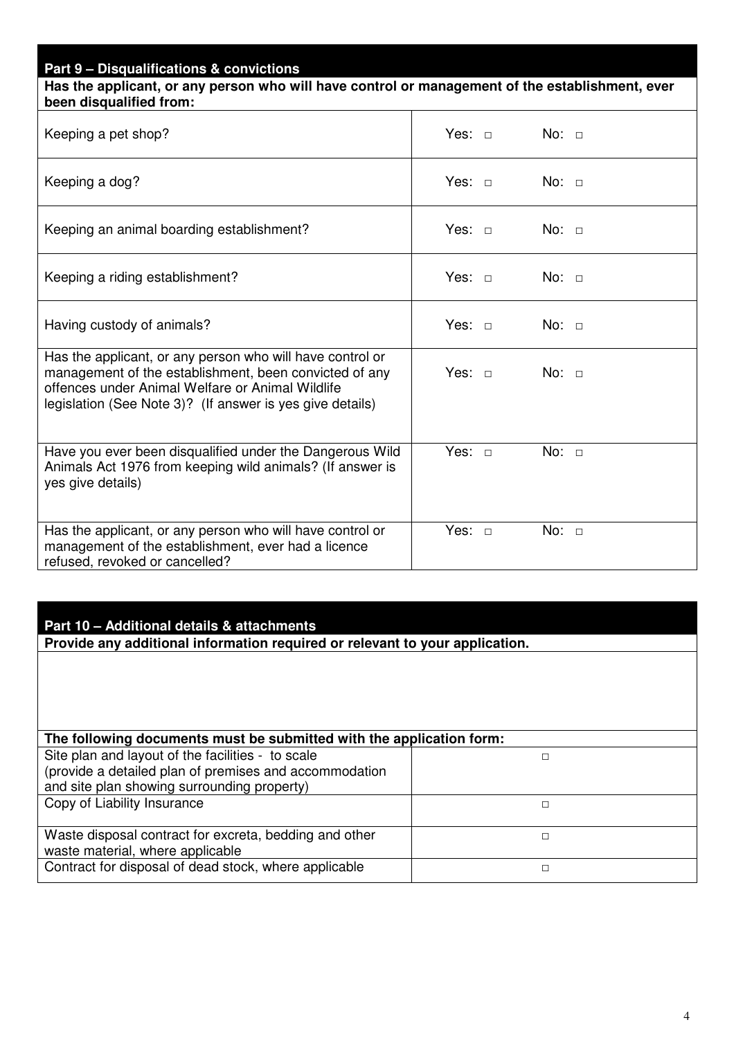## Part 9 – Disqualifications & convictions

**Has the applicant, or any person who will have control or management of the establishment, ever been disqualified from:**

| | |
|---|---|
| Keeping a pet shop? | Yes: □ No: □ |
| Keeping a dog? | Yes: □ No: □ |
| Keeping an animal boarding establishment? | Yes: □ No: □ |
| Keeping a riding establishment? | Yes: □ No: □ |
| Having custody of animals? | Yes: □ No: □ |
| Has the applicant, or any person who will have control or management of the establishment, been convicted of any offences under Animal Welfare or Animal Wildlife legislation (See Note 3)? (If answer is yes give details) | Yes: □ No: □ |
| Have you ever been disqualified under the Dangerous Wild Animals Act 1976 from keeping wild animals? (If answer is yes give details) | Yes: □ No: □ |
| Has the applicant, or any person who will have control or management of the establishment, ever had a licence refused, revoked or cancelled? | Yes: □ No: □ |

## Part 10 – Additional details & attachments

**Provide any additional information required or relevant to your application.**

**The following documents must be submitted with the application form:**

| | |
|---|---|
| Site plan and layout of the facilities - to scale (provide a detailed plan of premises and accommodation and site plan showing surrounding property) | □ |
| Copy of Liability Insurance | □ |
| Waste disposal contract for excreta, bedding and other waste material, where applicable | □ |
| Contract for disposal of dead stock, where applicable | □ |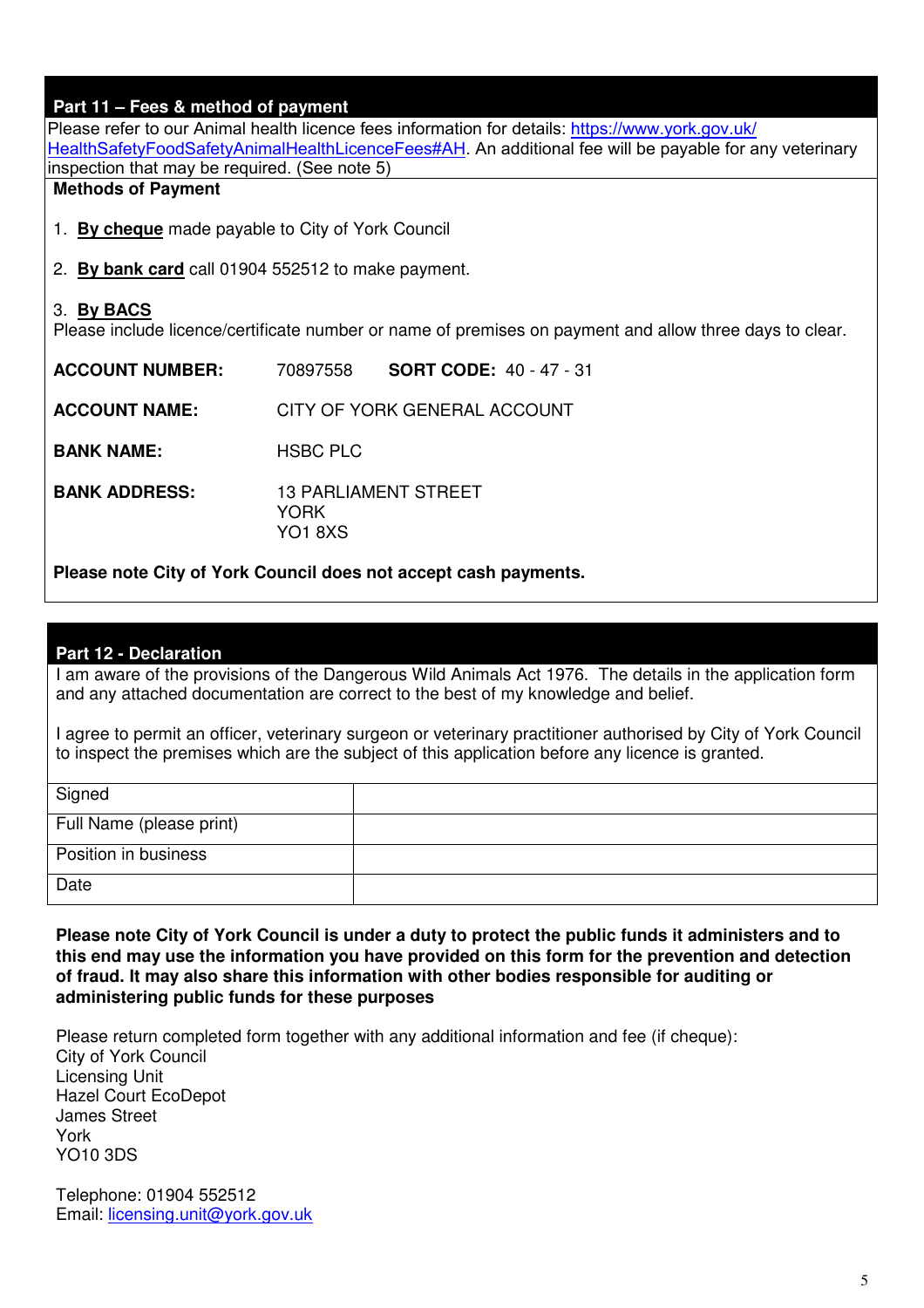## Part 11 – Fees & method of payment

Please refer to our Animal health licence fees information for details: [https://www.york.gov.uk/HealthSafetyFoodSafetyAnimalHealthLicenceFees#AH](https://www.york.gov.uk/HealthSafetyFoodSafetyAnimalHealthLicenceFees#AH). An additional fee will be payable for any veterinary inspection that may be required. (See note 5)

**Methods of Payment**

1. **By cheque** made payable to City of York Council
2. **By bank card** call 01904 552512 to make payment.
3. **By BACS**
   Please include licence/certificate number or name of premises on payment and allow three days to clear.

**ACCOUNT NUMBER:** 70897558 **SORT CODE:** 40 - 47 - 31

**ACCOUNT NAME:** CITY OF YORK GENERAL ACCOUNT

**BANK NAME:** HSBC PLC

**BANK ADDRESS:** 13 PARLIAMENT STREET
YORK
YO1 8XS

**Please note City of York Council does not accept cash payments.**

## Part 12 - Declaration

I am aware of the provisions of the Dangerous Wild Animals Act 1976. The details in the application form and any attached documentation are correct to the best of my knowledge and belief.

I agree to permit an officer, veterinary surgeon or veterinary practitioner authorised by City of York Council to inspect the premises which are the subject of this application before any licence is granted.

| | |
|---|---|
| Signed | |
| Full Name (please print) | |
| Position in business | |
| Date | |

**Please note City of York Council is under a duty to protect the public funds it administers and to this end may use the information you have provided on this form for the prevention and detection of fraud. It may also share this information with other bodies responsible for auditing or administering public funds for these purposes**

Please return completed form together with any additional information and fee (if cheque):
City of York Council
Licensing Unit
Hazel Court EcoDepot
James Street
York
YO10 3DS

Telephone: 01904 552512
Email: [licensing.unit@york.gov.uk](mailto:licensing.unit@york.gov.uk)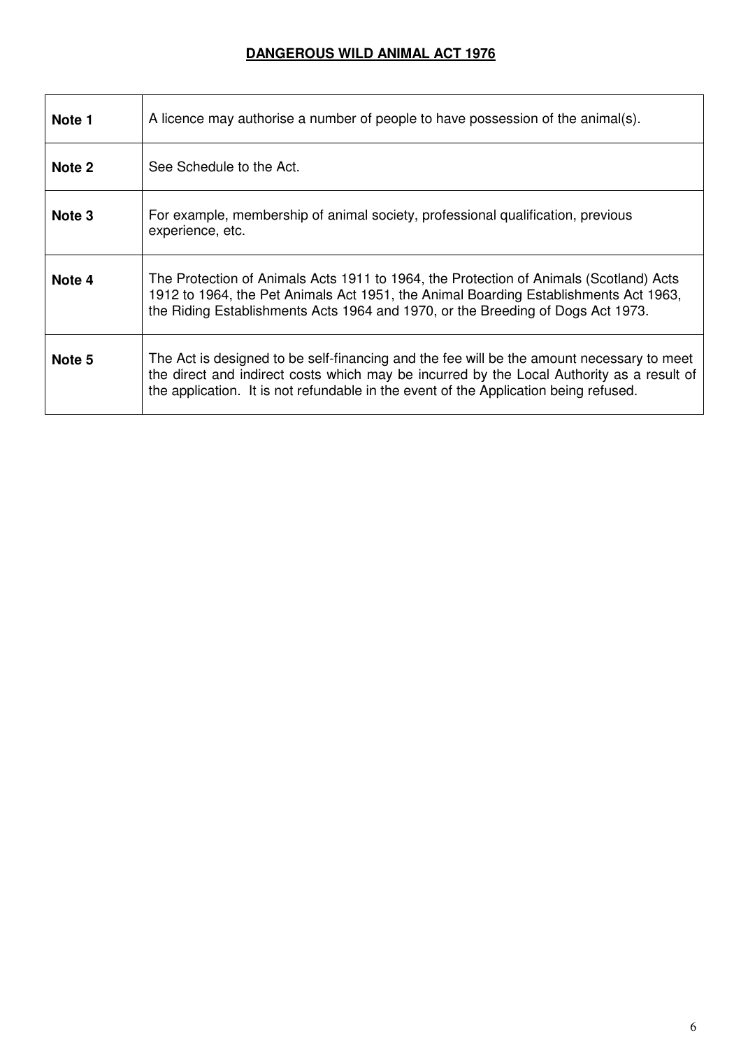## DANGEROUS WILD ANIMAL ACT 1976

| | |
|---|---|
| **Note 1** | A licence may authorise a number of people to have possession of the animal(s). |
| **Note 2** | See Schedule to the Act. |
| **Note 3** | For example, membership of animal society, professional qualification, previous experience, etc. |
| **Note 4** | The Protection of Animals Acts 1911 to 1964, the Protection of Animals (Scotland) Acts 1912 to 1964, the Pet Animals Act 1951, the Animal Boarding Establishments Act 1963, the Riding Establishments Acts 1964 and 1970, or the Breeding of Dogs Act 1973. |
| **Note 5** | The Act is designed to be self-financing and the fee will be the amount necessary to meet the direct and indirect costs which may be incurred by the Local Authority as a result of the application. It is not refundable in the event of the Application being refused. |